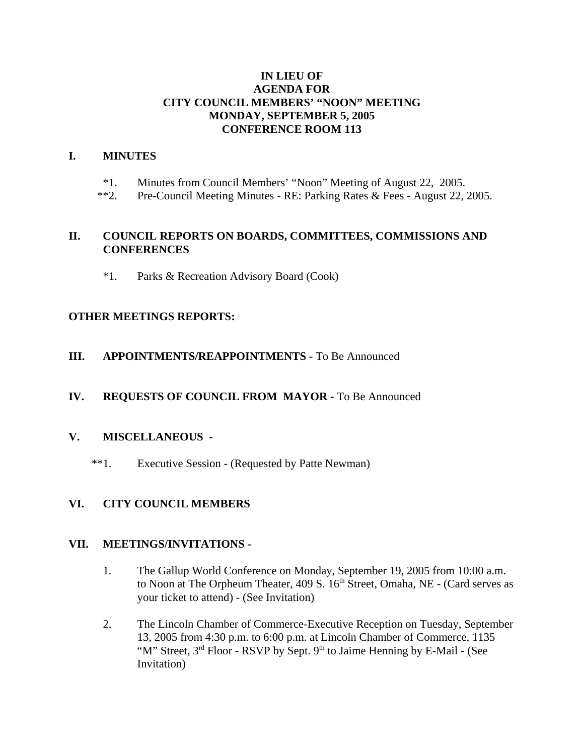**IN LIEU OF**
**AGENDA FOR**
**CITY COUNCIL MEMBERS' "NOON" MEETING**
**MONDAY, SEPTEMBER 5, 2005**
**CONFERENCE ROOM 113**

## I. MINUTES

*1. Minutes from Council Members' "Noon" Meeting of August 22, 2005.

**2. Pre-Council Meeting Minutes - RE: Parking Rates & Fees - August 22, 2005.

## II. COUNCIL REPORTS ON BOARDS, COMMITTEES, COMMISSIONS AND CONFERENCES

*1. Parks & Recreation Advisory Board (Cook)

## OTHER MEETINGS REPORTS:

## III. APPOINTMENTS/REAPPOINTMENTS - To Be Announced

## IV. REQUESTS OF COUNCIL FROM MAYOR - To Be Announced

## V. MISCELLANEOUS -

**1. Executive Session - (Requested by Patte Newman)

## VI. CITY COUNCIL MEMBERS

## VII. MEETINGS/INVITATIONS -

1. The Gallup World Conference on Monday, September 19, 2005 from 10:00 a.m. to Noon at The Orpheum Theater, 409 S. 16th Street, Omaha, NE - (Card serves as your ticket to attend) - (See Invitation)

2. The Lincoln Chamber of Commerce-Executive Reception on Tuesday, September 13, 2005 from 4:30 p.m. to 6:00 p.m. at Lincoln Chamber of Commerce, 1135 "M" Street, 3rd Floor - RSVP by Sept. 9th to Jaime Henning by E-Mail - (See Invitation)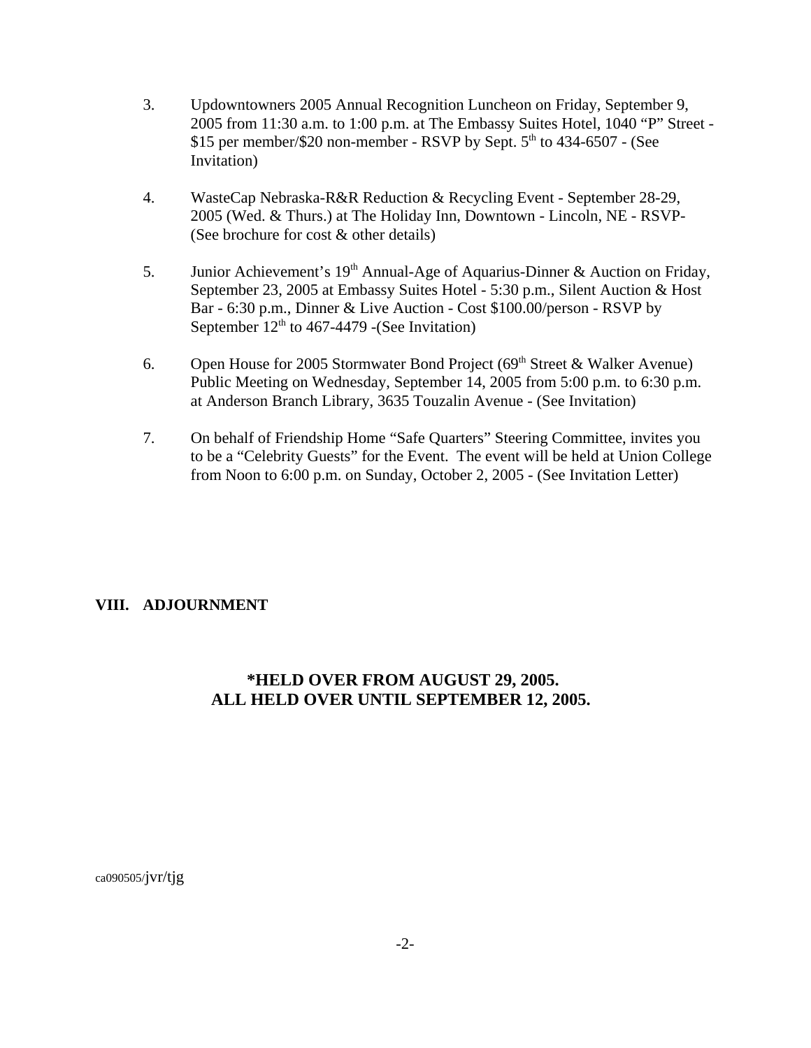3. Updowntowners 2005 Annual Recognition Luncheon on Friday, September 9, 2005 from 11:30 a.m. to 1:00 p.m. at The Embassy Suites Hotel, 1040 "P" Street - $15 per member/$20 non-member - RSVP by Sept. 5th to 434-6507 - (See Invitation)

4. WasteCap Nebraska-R&R Reduction & Recycling Event - September 28-29, 2005 (Wed. & Thurs.) at The Holiday Inn, Downtown - Lincoln, NE - RSVP- (See brochure for cost & other details)

5. Junior Achievement's 19th Annual-Age of Aquarius-Dinner & Auction on Friday, September 23, 2005 at Embassy Suites Hotel - 5:30 p.m., Silent Auction & Host Bar - 6:30 p.m., Dinner & Live Auction - Cost $100.00/person - RSVP by September 12th to 467-4479 -(See Invitation)

6. Open House for 2005 Stormwater Bond Project (69th Street & Walker Avenue) Public Meeting on Wednesday, September 14, 2005 from 5:00 p.m. to 6:30 p.m. at Anderson Branch Library, 3635 Touzalin Avenue - (See Invitation)

7. On behalf of Friendship Home "Safe Quarters" Steering Committee, invites you to be a "Celebrity Guests" for the Event. The event will be held at Union College from Noon to 6:00 p.m. on Sunday, October 2, 2005 - (See Invitation Letter)

**VIII. ADJOURNMENT**

**\*HELD OVER FROM AUGUST 29, 2005.**
**ALL HELD OVER UNTIL SEPTEMBER 12, 2005.**

ca090505/jvr/tjg